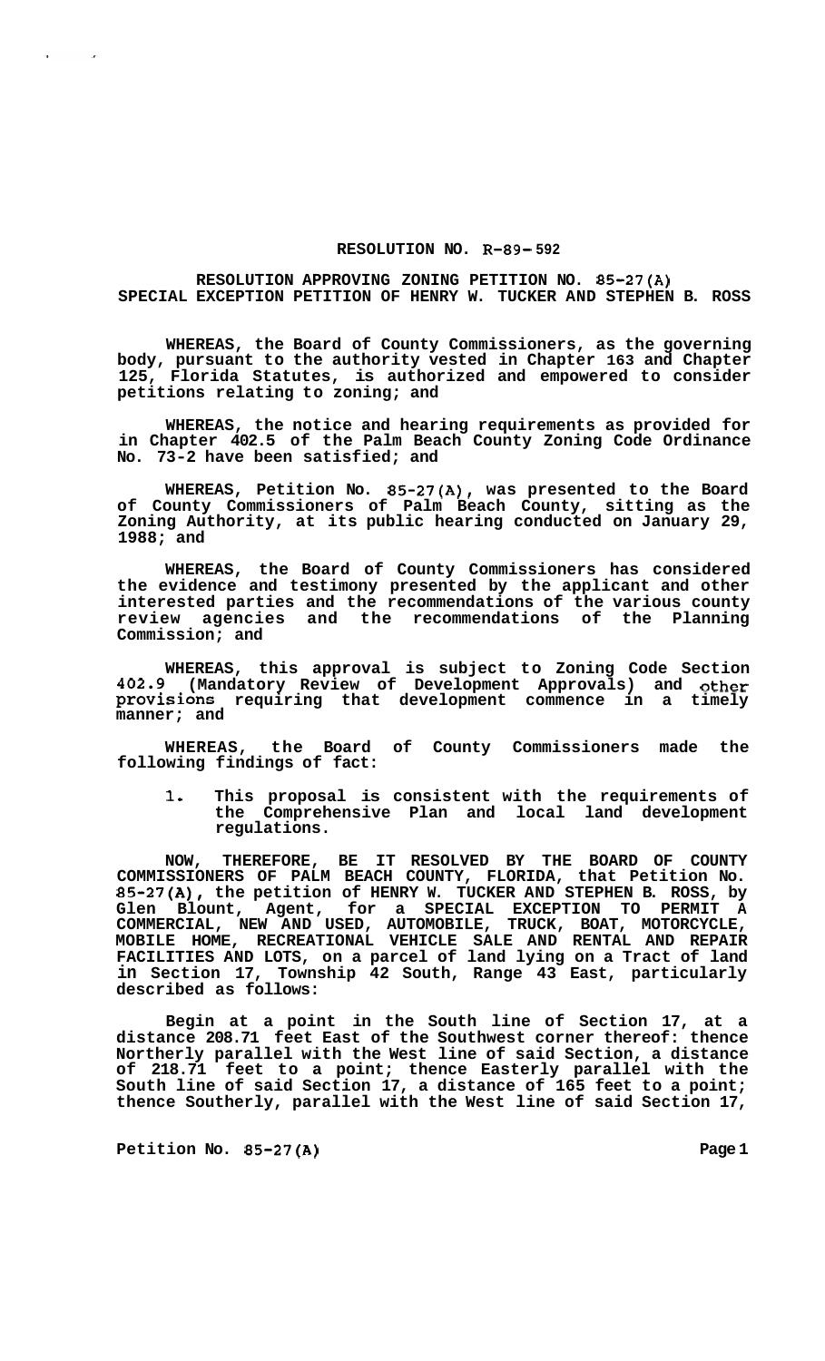**RESOLUTION NO. R-89- 592**

**RESOLUTION APPROVING ZONING PETITION NO. 85-27(A) SPECIAL EXCEPTION PETITION OF HENRY W. TUCKER AND STEPHEN B. ROSS**

**WHEREAS, the Board of County Commissioners, as the governing body, pursuant to the authority vested in Chapter 163 and Chapter 125, Florida Statutes, is authorized and empowered to consider petitions relating to zoning; and**

**WHEREAS, the notice and hearing requirements as provided for in Chapter 402.5 of the Palm Beach County Zoning Code Ordinance No. 73-2 have been satisfied; and**

**WHEREAS, Petition No. 85-27(A), was presented to the Board of County Commissioners of Palm Beach County, sitting as the Zoning Authority, at its public hearing conducted on January 29, 1988; and**

**WHEREAS, the Board of County Commissioners has considered the evidence and testimony presented by the applicant and other interested parties and the recommendations of the various county review agencies and the recommendations of the Planning Commission; and**

**WHEREAS, this approval is subject to Zoning Code Section 402.9 (Mandatory Review of Development Approvals) and other provisions requiring that development commence in a timely manner; and**

**WHEREAS, the Board of County Commissioners made the following findings of fact:**

1. **This proposal is consistent with the requirements of the Comprehensive Plan and local land development regulations.**

**NOW, THEREFORE, BE IT RESOLVED BY THE BOARD OF COUNTY COMMISSIONERS OF PALM BEACH COUNTY, FLORIDA, that Petition No. 85-27(A), the petition of HENRY W. TUCKER AND STEPHEN B. ROSS, by Glen Blount, Agent, for a SPECIAL EXCEPTION TO PERMIT A COMMERCIAL, NEW AND USED, AUTOMOBILE, TRUCK, BOAT, MOTORCYCLE, MOBILE HOME, RECREATIONAL VEHICLE SALE AND RENTAL AND REPAIR FACILITIES AND LOTS, on a parcel of land lying on a Tract of land in Section 17, Township 42 South, Range 43 East, particularly described as follows:**

**Begin at a point in the South line of Section 17, at a distance 208.71 feet East of the Southwest corner thereof: thence Northerly parallel with the West line of said Section, a distance of 218.71 feet to a point; thence Easterly parallel with the South line of said Section 17, a distance of 165 feet to a point; thence Southerly, parallel with the West line of said Section 17,**

**Petition No. 85-27(A)**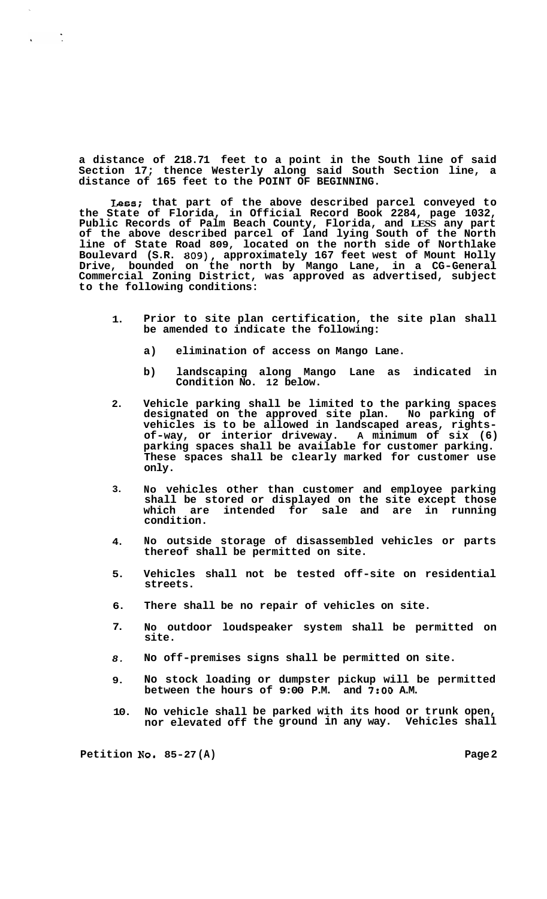**a distance of 218.71 feet to a point in the South line of said Section 17; thence Westerly along said South Section line, a distance of 165 feet to the POINT OF BEGINNING.**

**Less; that part of the above described parcel conveyed to the State of Florida, in Official Record Book 2284, page 1032, Public Records of Palm Beach County, Florida, and LESS any part of the above described parcel of land lying South of the North line of State Road 809, located on the north side of Northlake Boulevard (S.R. 809), approximately 167 feet west of Mount Holly Drive, bounded on the north by Mango Lane, in a CG-General Commercial Zoning District, was approved as advertised, subject to the following conditions:**

1. **Prior to site plan certification, the site plan shall be amended to indicate the following:**

   a) **elimination of access on Mango Lane.**

   b) **landscaping along Mango Lane as indicated in Condition No. 12 below.**

2. **Vehicle parking shall be limited to the parking spaces designated on the approved site plan. No parking of vehicles is to be allowed in landscaped areas, rights-of-way, or interior driveway. A minimum of six (6) parking spaces shall be available for customer parking. These spaces shall be clearly marked for customer use only.**

3. **No vehicles other than customer and employee parking shall be stored or displayed on the site except those which are intended for sale and are in running condition.**

4. **No outside storage of disassembled vehicles or parts thereof shall be permitted on site.**

5. **Vehicles shall not be tested off-site on residential streets.**

6. **There shall be no repair of vehicles on site.**

7. **No outdoor loudspeaker system shall be permitted on site.**

8. **No off-premises signs shall be permitted on site.**

9. **No stock loading or dumpster pickup will be permitted between the hours of 9:00 P.M. and 7:00 A.M.**

10. **No vehicle shall be parked with its hood or trunk open, nor elevated off the ground in any way. Vehicles shall**

**Petition No. 85-27(A)**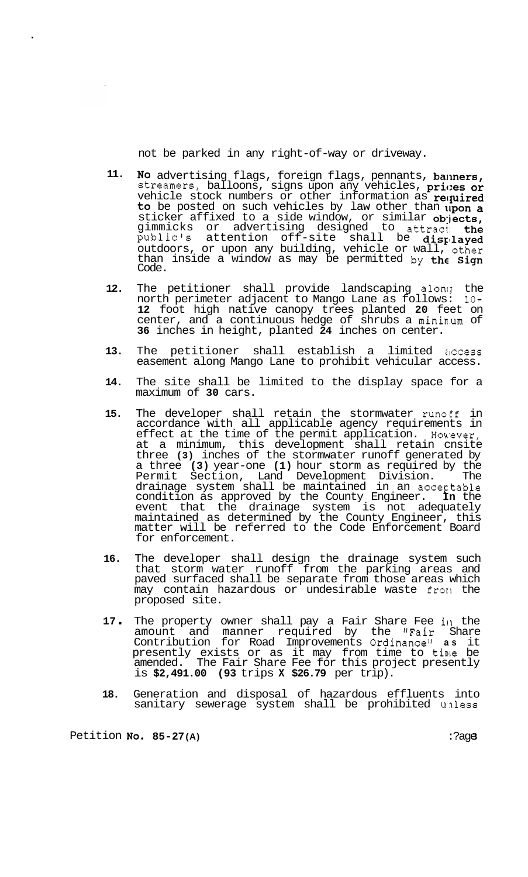not be parked in any right-of-way or driveway.

11. No advertising flags, foreign flags, pennants, banners, streamers, balloons, signs upon any vehicles, prices or vehicle stock numbers or other information as required to be posted on such vehicles by law other than upon a sticker affixed to a side window, or similar objects, gimmicks or advertising designed to attract the public's attention off-site shall be displayed outdoors, or upon any building, vehicle or wall, other than inside a window as may be permitted by the Sign Code.

12. The petitioner shall provide landscaping along the north perimeter adjacent to Mango Lane as follows: 10-12 foot high native canopy trees planted 20 feet on center, and a continuous hedge of shrubs a minimum of 36 inches in height, planted 24 inches on center.

13. The petitioner shall establish a limited access easement along Mango Lane to prohibit vehicular access.

14. The site shall be limited to the display space for a maximum of 30 cars.

15. The developer shall retain the stormwater runoff in accordance with all applicable agency requirements in effect at the time of the permit application. However, at a minimum, this development shall retain onsite three (3) inches of the stormwater runoff generated by a three (3) year-one (1) hour storm as required by the Permit Section, Land Development Division. The drainage system shall be maintained in an acceptable condition as approved by the County Engineer. In the event that the drainage system is not adequately maintained as determined by the County Engineer, this matter will be referred to the Code Enforcement Board for enforcement.

16. The developer shall design the drainage system such that storm water runoff from the parking areas and paved surfaced shall be separate from those areas which may contain hazardous or undesirable waste from the proposed site.

17. The property owner shall pay a Fair Share Fee in the amount and manner required by the "Fair Share Contribution for Road Improvements Ordinance" as it presently exists or as it may from time to time be amended. The Fair Share Fee for this project presently is **$2,491.00 (93** trips **X $26.79** per trip).

18. Generation and disposal of hazardous effluents into sanitary sewerage system shall be prohibited unless

Petition No. 85-27(A)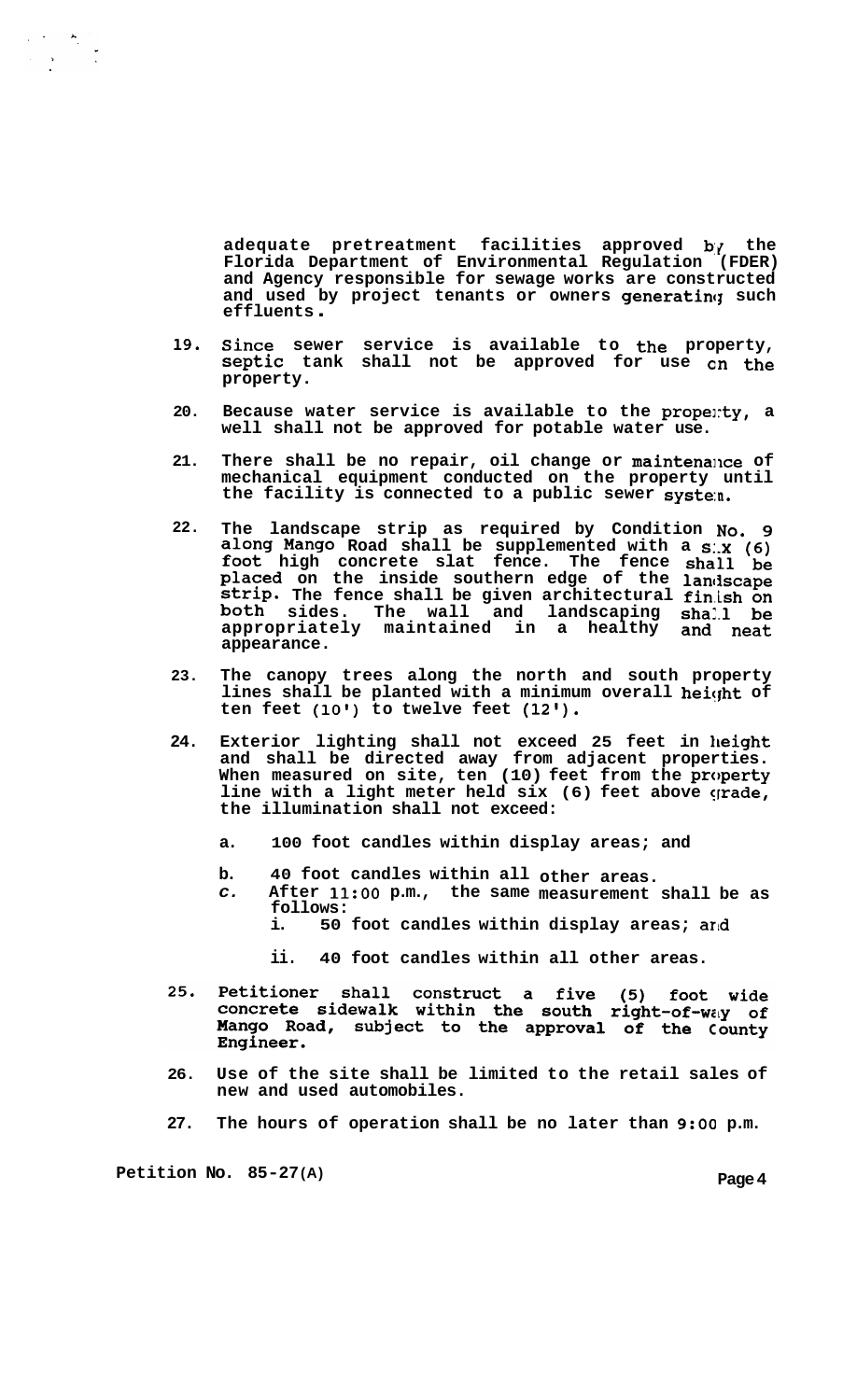adequate pretreatment facilities approved by the Florida Department of Environmental Regulation (FDER) and Agency responsible for sewage works are constructed and used by project tenants or owners generating such effluents.

19. Since sewer service is available to the property, septic tank shall not be approved for use on the property.

20. Because water service is available to the property, a well shall not be approved for potable water use.

21. There shall be no repair, oil change or maintenance of mechanical equipment conducted on the property until the facility is connected to a public sewer system.

22. The landscape strip as required by Condition No. 9 along Mango Road shall be supplemented with a six (6) foot high concrete slat fence. The fence shall be placed on the inside southern edge of the landscape strip. The fence shall be given architectural finish on both sides. The wall and landscaping shall be appropriately maintained in a healthy and neat appearance.

23. The canopy trees along the north and south property lines shall be planted with a minimum overall height of ten feet (10') to twelve feet (12').

24. Exterior lighting shall not exceed 25 feet in height and shall be directed away from adjacent properties. When measured on site, ten (10) feet from the property line with a light meter held six (6) feet above grade, the illumination shall not exceed:

    a. 100 foot candles within display areas; and

    b. 40 foot candles within all other areas.

    c. After 11:00 p.m., the same measurement shall be as follows:

        i. 50 foot candles within display areas; and

        ii. 40 foot candles within all other areas.

25. Petitioner shall construct a five (5) foot wide concrete sidewalk within the south right-of-way of Mango Road, subject to the approval of the County Engineer.

26. Use of the site shall be limited to the retail sales of new and used automobiles.

27. The hours of operation shall be no later than 9:00 p.m.

Petition No. 85-27(A)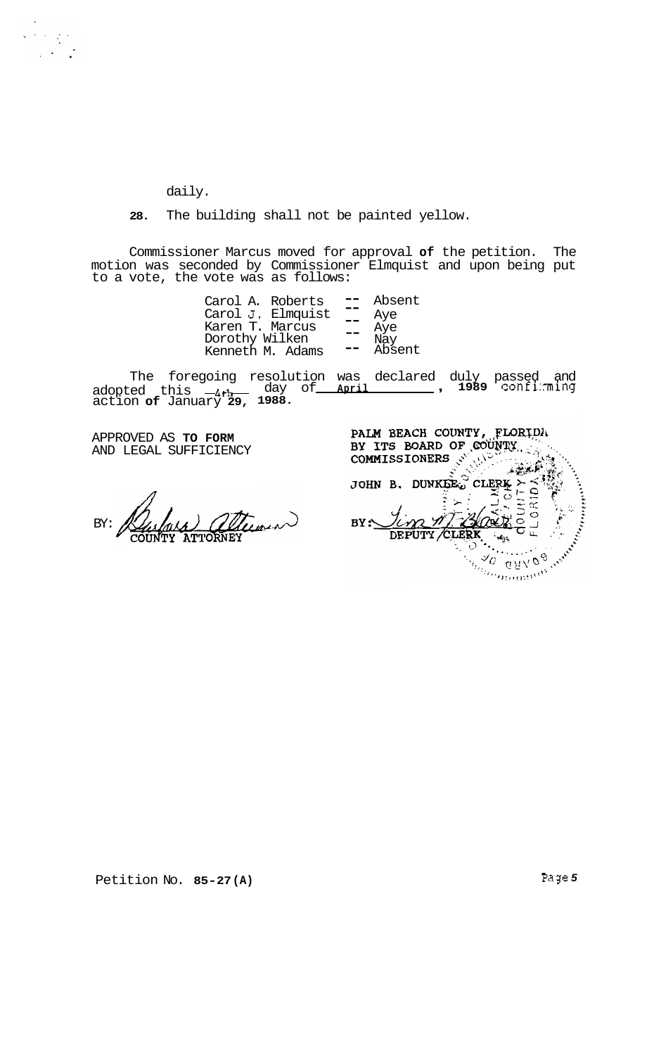daily.

28. The building shall not be painted yellow.

Commissioner Marcus moved for approval of the petition. The motion was seconded by Commissioner Elmquist and upon being put to a vote, the vote was as follows:

| | | |
|---|---|---|
| Carol A. Roberts | -- | Absent |
| Carol J. Elmquist | -- | Aye |
| Karen T. Marcus | -- | Aye |
| Dorothy Wilken | -- | Nay |
| Kenneth M. Adams | -- | Absent |

The foregoing resolution was declared duly passed and adopted this 4th day of April, 1989 confirming action of January 29, 1988.

APPROVED AS TO FORM
AND LEGAL SUFFICIENCY

BY: COUNTY ATTORNEY

PALM BEACH COUNTY, FLORIDA
BY ITS BOARD OF COUNTY
COMMISSIONERS

JOHN B. DUNKLE, CLERK

BY: DEPUTY CLERK

Petition No. 85-27(A)